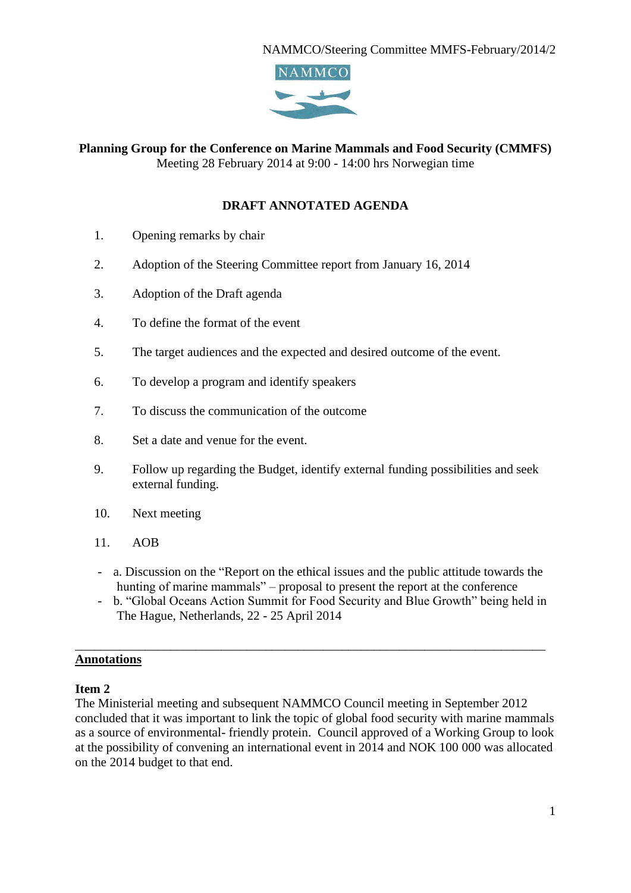NAMMCO/Steering Committee MMFS-February/2014/2

NAMMCO

**Planning Group for the Conference on Marine Mammals and Food Security (CMMFS)**
Meeting 28 February 2014 at 9:00 - 14:00 hrs Norwegian time

**DRAFT ANNOTATED AGENDA**

1. Opening remarks by chair
2. Adoption of the Steering Committee report from January 16, 2014
3. Adoption of the Draft agenda
4. To define the format of the event
5. The target audiences and the expected and desired outcome of the event.
6. To develop a program and identify speakers
7. To discuss the communication of the outcome
8. Set a date and venue for the event.
9. Follow up regarding the Budget, identify external funding possibilities and seek external funding.
10. Next meeting
11. AOB

- a. Discussion on the "Report on the ethical issues and the public attitude towards the hunting of marine mammals" – proposal to present the report at the conference
- b. "Global Oceans Action Summit for Food Security and Blue Growth" being held in The Hague, Netherlands, 22 - 25 April 2014

---

**Annotations**

**Item 2**
The Ministerial meeting and subsequent NAMMCO Council meeting in September 2012 concluded that it was important to link the topic of global food security with marine mammals as a source of environmental- friendly protein. Council approved of a Working Group to look at the possibility of convening an international event in 2014 and NOK 100 000 was allocated on the 2014 budget to that end.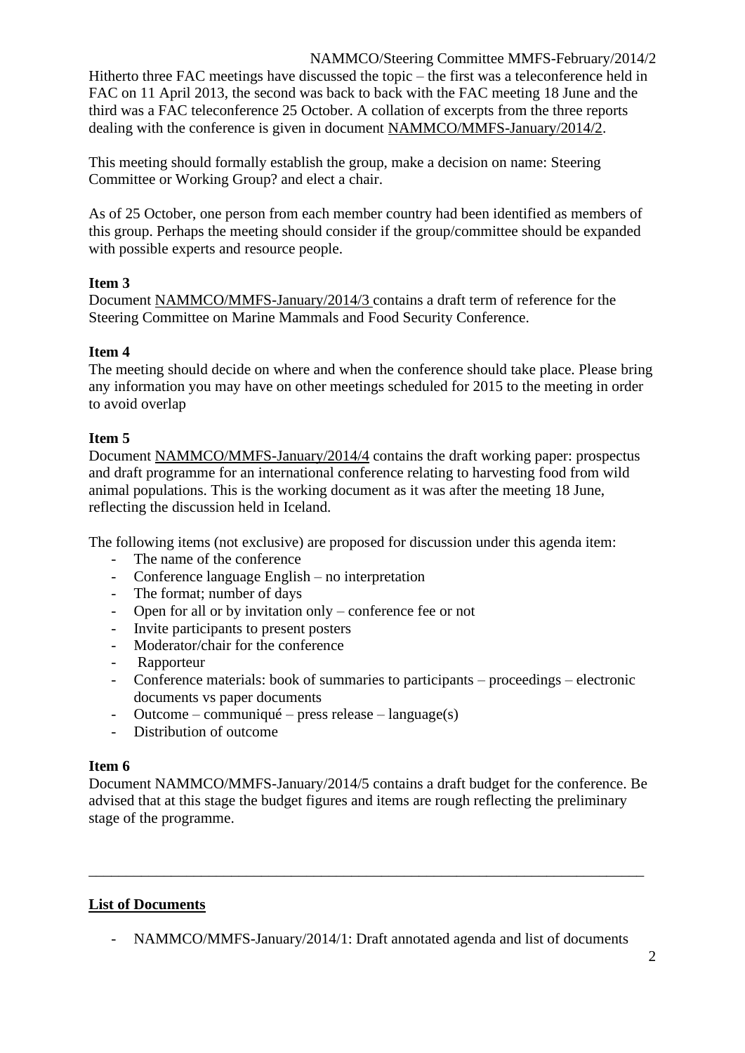Hitherto three FAC meetings have discussed the topic – the first was a teleconference held in FAC on 11 April 2013, the second was back to back with the FAC meeting 18 June and the third was a FAC teleconference 25 October. A collation of excerpts from the three reports dealing with the conference is given in document NAMMCO/MMFS-January/2014/2.

This meeting should formally establish the group, make a decision on name: Steering Committee or Working Group? and elect a chair.

As of 25 October, one person from each member country had been identified as members of this group. Perhaps the meeting should consider if the group/committee should be expanded with possible experts and resource people.

**Item 3**

Document NAMMCO/MMFS-January/2014/3 contains a draft term of reference for the Steering Committee on Marine Mammals and Food Security Conference.

**Item 4**

The meeting should decide on where and when the conference should take place. Please bring any information you may have on other meetings scheduled for 2015 to the meeting in order to avoid overlap

**Item 5**

Document NAMMCO/MMFS-January/2014/4 contains the draft working paper: prospectus and draft programme for an international conference relating to harvesting food from wild animal populations. This is the working document as it was after the meeting 18 June, reflecting the discussion held in Iceland.

The following items (not exclusive) are proposed for discussion under this agenda item:

- The name of the conference
- Conference language English – no interpretation
- The format; number of days
- Open for all or by invitation only – conference fee or not
- Invite participants to present posters
- Moderator/chair for the conference
- Rapporteur
- Conference materials: book of summaries to participants – proceedings – electronic documents vs paper documents
- Outcome – communiqué – press release – language(s)
- Distribution of outcome

**Item 6**

Document NAMMCO/MMFS-January/2014/5 contains a draft budget for the conference. Be advised that at this stage the budget figures and items are rough reflecting the preliminary stage of the programme.

---

**List of Documents**

- NAMMCO/MMFS-January/2014/1: Draft annotated agenda and list of documents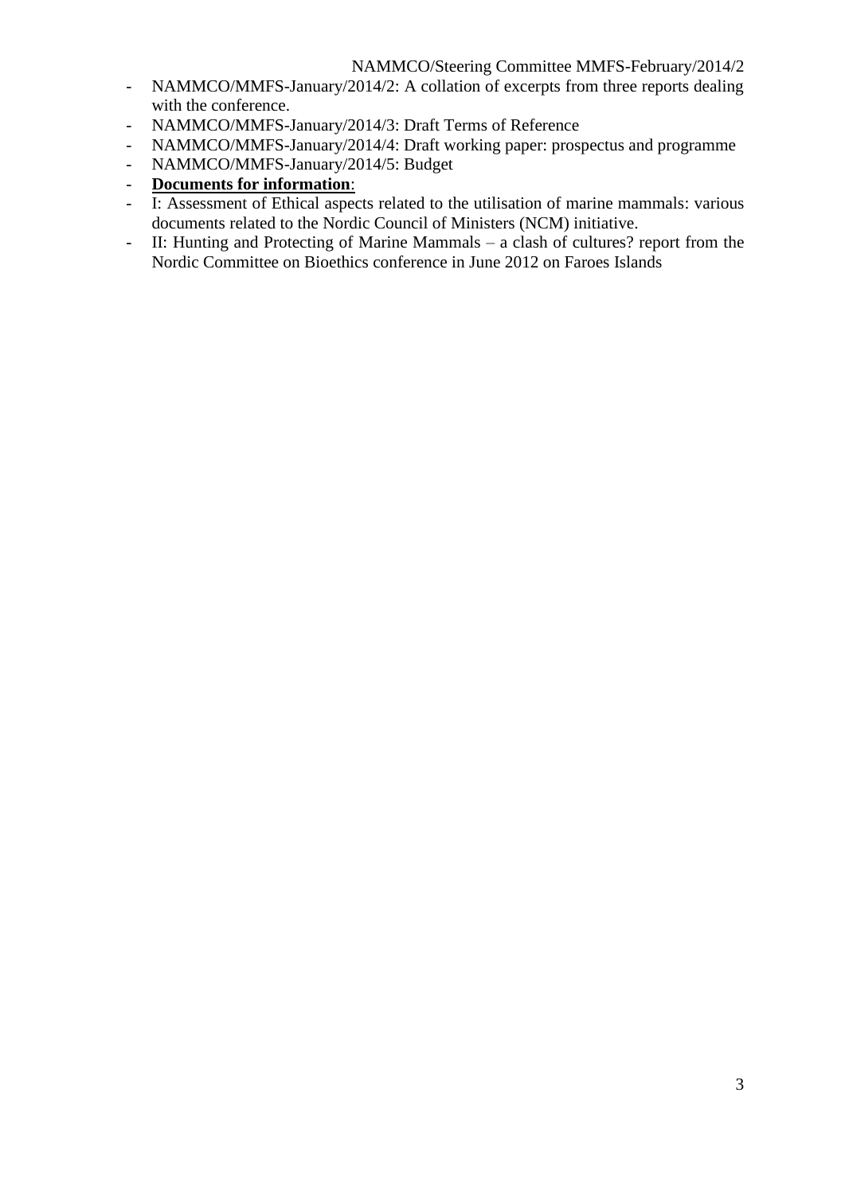- NAMMCO/MMFS-January/2014/2: A collation of excerpts from three reports dealing with the conference.
- NAMMCO/MMFS-January/2014/3: Draft Terms of Reference
- NAMMCO/MMFS-January/2014/4: Draft working paper: prospectus and programme
- NAMMCO/MMFS-January/2014/5: Budget
- **Documents for information**:
- I: Assessment of Ethical aspects related to the utilisation of marine mammals: various documents related to the Nordic Council of Ministers (NCM) initiative.
- II: Hunting and Protecting of Marine Mammals – a clash of cultures? report from the Nordic Committee on Bioethics conference in June 2012 on Faroes Islands